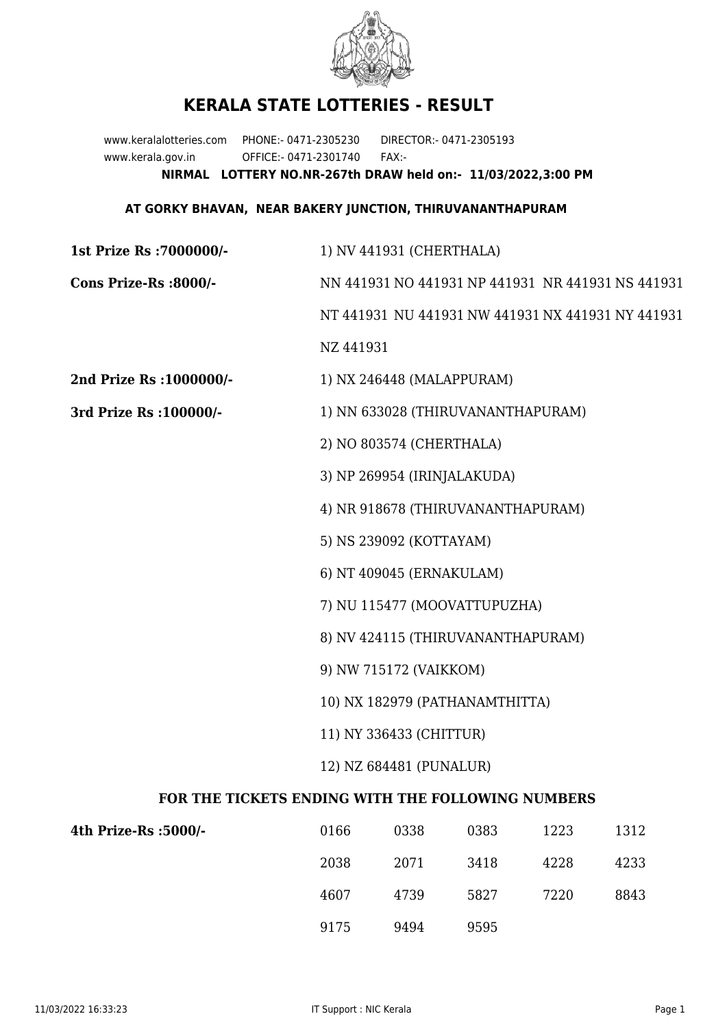# KERALA STATE LOTTERIES - RESULT

www.keralalotteries.com PHONE:- 0471-2305230 DIRECTOR:- 0471-2305193
www.kerala.gov.in OFFICE:- 0471-2301740 FAX:-

**NIRMAL LOTTERY NO.NR-267th DRAW held on:- 11/03/2022,3:00 PM**

**AT GORKY BHAVAN, NEAR BAKERY JUNCTION, THIRUVANANTHAPURAM**

**1st Prize Rs :7000000/-** 1) NV 441931 (CHERTHALA)

**Cons Prize-Rs :8000/-** NN 441931 NO 441931 NP 441931 NR 441931 NS 441931 NT 441931 NU 441931 NW 441931 NX 441931 NY 441931 NZ 441931

**2nd Prize Rs :1000000/-** 1) NX 246448 (MALAPPURAM)

**3rd Prize Rs :100000/-**

1) NN 633028 (THIRUVANANTHAPURAM)
2) NO 803574 (CHERTHALA)
3) NP 269954 (IRINJALAKUDA)
4) NR 918678 (THIRUVANANTHAPURAM)
5) NS 239092 (KOTTAYAM)
6) NT 409045 (ERNAKULAM)
7) NU 115477 (MOOVATTUPUZHA)
8) NV 424115 (THIRUVANANTHAPURAM)
9) NW 715172 (VAIKKOM)
10) NX 182979 (PATHANAMTHITTA)
11) NY 336433 (CHITTUR)
12) NZ 684481 (PUNALUR)

**FOR THE TICKETS ENDING WITH THE FOLLOWING NUMBERS**

**4th Prize-Rs :5000/-**

| | | | | |
|---|---|---|---|---|
| 0166 | 0338 | 0383 | 1223 | 1312 |
| 2038 | 2071 | 3418 | 4228 | 4233 |
| 4607 | 4739 | 5827 | 7220 | 8843 |
| 9175 | 9494 | 9595 | | |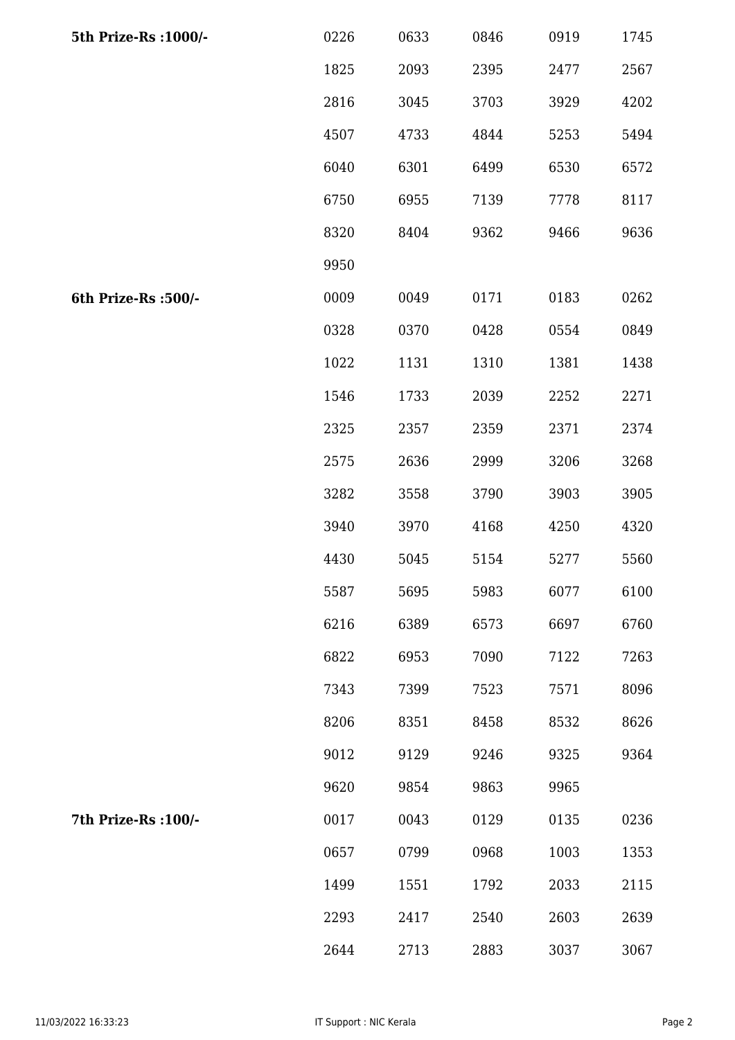| | | | | | |
|---|---|---|---|---|---|
| **5th Prize-Rs :1000/-** | 0226 | 0633 | 0846 | 0919 | 1745 |
| | 1825 | 2093 | 2395 | 2477 | 2567 |
| | 2816 | 3045 | 3703 | 3929 | 4202 |
| | 4507 | 4733 | 4844 | 5253 | 5494 |
| | 6040 | 6301 | 6499 | 6530 | 6572 |
| | 6750 | 6955 | 7139 | 7778 | 8117 |
| | 8320 | 8404 | 9362 | 9466 | 9636 |
| | 9950 | | | | |
| **6th Prize-Rs :500/-** | 0009 | 0049 | 0171 | 0183 | 0262 |
| | 0328 | 0370 | 0428 | 0554 | 0849 |
| | 1022 | 1131 | 1310 | 1381 | 1438 |
| | 1546 | 1733 | 2039 | 2252 | 2271 |
| | 2325 | 2357 | 2359 | 2371 | 2374 |
| | 2575 | 2636 | 2999 | 3206 | 3268 |
| | 3282 | 3558 | 3790 | 3903 | 3905 |
| | 3940 | 3970 | 4168 | 4250 | 4320 |
| | 4430 | 5045 | 5154 | 5277 | 5560 |
| | 5587 | 5695 | 5983 | 6077 | 6100 |
| | 6216 | 6389 | 6573 | 6697 | 6760 |
| | 6822 | 6953 | 7090 | 7122 | 7263 |
| | 7343 | 7399 | 7523 | 7571 | 8096 |
| | 8206 | 8351 | 8458 | 8532 | 8626 |
| | 9012 | 9129 | 9246 | 9325 | 9364 |
| | 9620 | 9854 | 9863 | 9965 | |
| **7th Prize-Rs :100/-** | 0017 | 0043 | 0129 | 0135 | 0236 |
| | 0657 | 0799 | 0968 | 1003 | 1353 |
| | 1499 | 1551 | 1792 | 2033 | 2115 |
| | 2293 | 2417 | 2540 | 2603 | 2639 |
| | 2644 | 2713 | 2883 | 3037 | 3067 |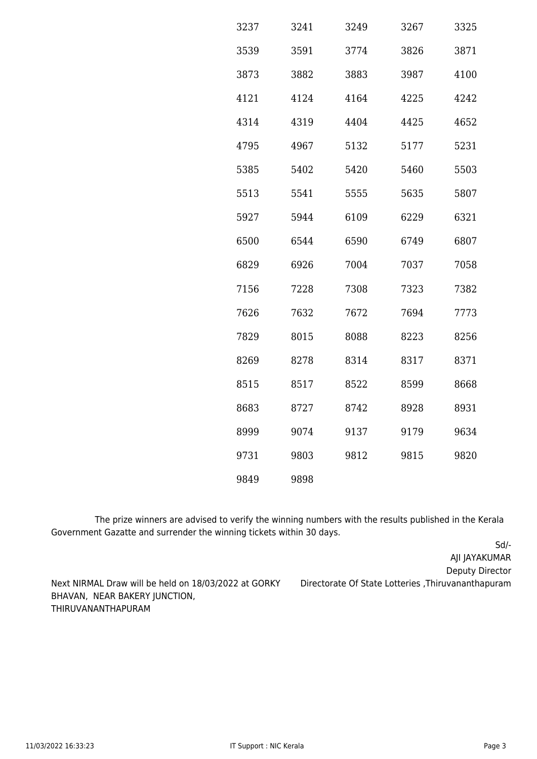| | | | | |
|---|---|---|---|---|
| 3237 | 3241 | 3249 | 3267 | 3325 |
| 3539 | 3591 | 3774 | 3826 | 3871 |
| 3873 | 3882 | 3883 | 3987 | 4100 |
| 4121 | 4124 | 4164 | 4225 | 4242 |
| 4314 | 4319 | 4404 | 4425 | 4652 |
| 4795 | 4967 | 5132 | 5177 | 5231 |
| 5385 | 5402 | 5420 | 5460 | 5503 |
| 5513 | 5541 | 5555 | 5635 | 5807 |
| 5927 | 5944 | 6109 | 6229 | 6321 |
| 6500 | 6544 | 6590 | 6749 | 6807 |
| 6829 | 6926 | 7004 | 7037 | 7058 |
| 7156 | 7228 | 7308 | 7323 | 7382 |
| 7626 | 7632 | 7672 | 7694 | 7773 |
| 7829 | 8015 | 8088 | 8223 | 8256 |
| 8269 | 8278 | 8314 | 8317 | 8371 |
| 8515 | 8517 | 8522 | 8599 | 8668 |
| 8683 | 8727 | 8742 | 8928 | 8931 |
| 8999 | 9074 | 9137 | 9179 | 9634 |
| 9731 | 9803 | 9812 | 9815 | 9820 |
| 9849 | 9898 | | | |

The prize winners are advised to verify the winning numbers with the results published in the Kerala Government Gazatte and surrender the winning tickets within 30 days.

Sd/-
AJI JAYAKUMAR
Deputy Director
Directorate Of State Lotteries ,Thiruvananthapuram

Next NIRMAL Draw will be held on 18/03/2022 at GORKY BHAVAN, NEAR BAKERY JUNCTION, THIRUVANANTHAPURAM